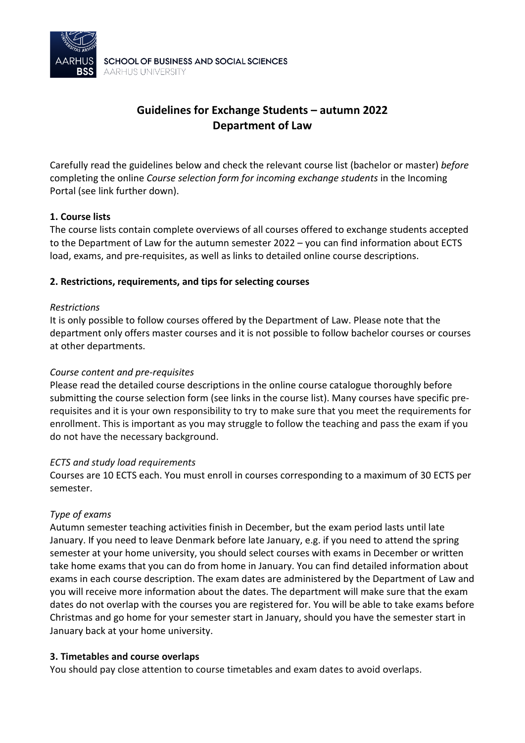AARHUS BSS SCHOOL OF BUSINESS AND SOCIAL SCIENCES AARHUS UNIVERSITY

# Guidelines for Exchange Students – autumn 2022
# Department of Law

Carefully read the guidelines below and check the relevant course list (bachelor or master) *before* completing the online *Course selection form for incoming exchange students* in the Incoming Portal (see link further down).

### 1. Course lists

The course lists contain complete overviews of all courses offered to exchange students accepted to the Department of Law for the autumn semester 2022 – you can find information about ECTS load, exams, and pre-requisites, as well as links to detailed online course descriptions.

### 2. Restrictions, requirements, and tips for selecting courses

*Restrictions*

It is only possible to follow courses offered by the Department of Law. Please note that the department only offers master courses and it is not possible to follow bachelor courses or courses at other departments.

*Course content and pre-requisites*

Please read the detailed course descriptions in the online course catalogue thoroughly before submitting the course selection form (see links in the course list). Many courses have specific pre-requisites and it is your own responsibility to try to make sure that you meet the requirements for enrollment. This is important as you may struggle to follow the teaching and pass the exam if you do not have the necessary background.

*ECTS and study load requirements*

Courses are 10 ECTS each. You must enroll in courses corresponding to a maximum of 30 ECTS per semester.

*Type of exams*

Autumn semester teaching activities finish in December, but the exam period lasts until late January. If you need to leave Denmark before late January, e.g. if you need to attend the spring semester at your home university, you should select courses with exams in December or written take home exams that you can do from home in January. You can find detailed information about exams in each course description. The exam dates are administered by the Department of Law and you will receive more information about the dates. The department will make sure that the exam dates do not overlap with the courses you are registered for. You will be able to take exams before Christmas and go home for your semester start in January, should you have the semester start in January back at your home university.

### 3. Timetables and course overlaps

You should pay close attention to course timetables and exam dates to avoid overlaps.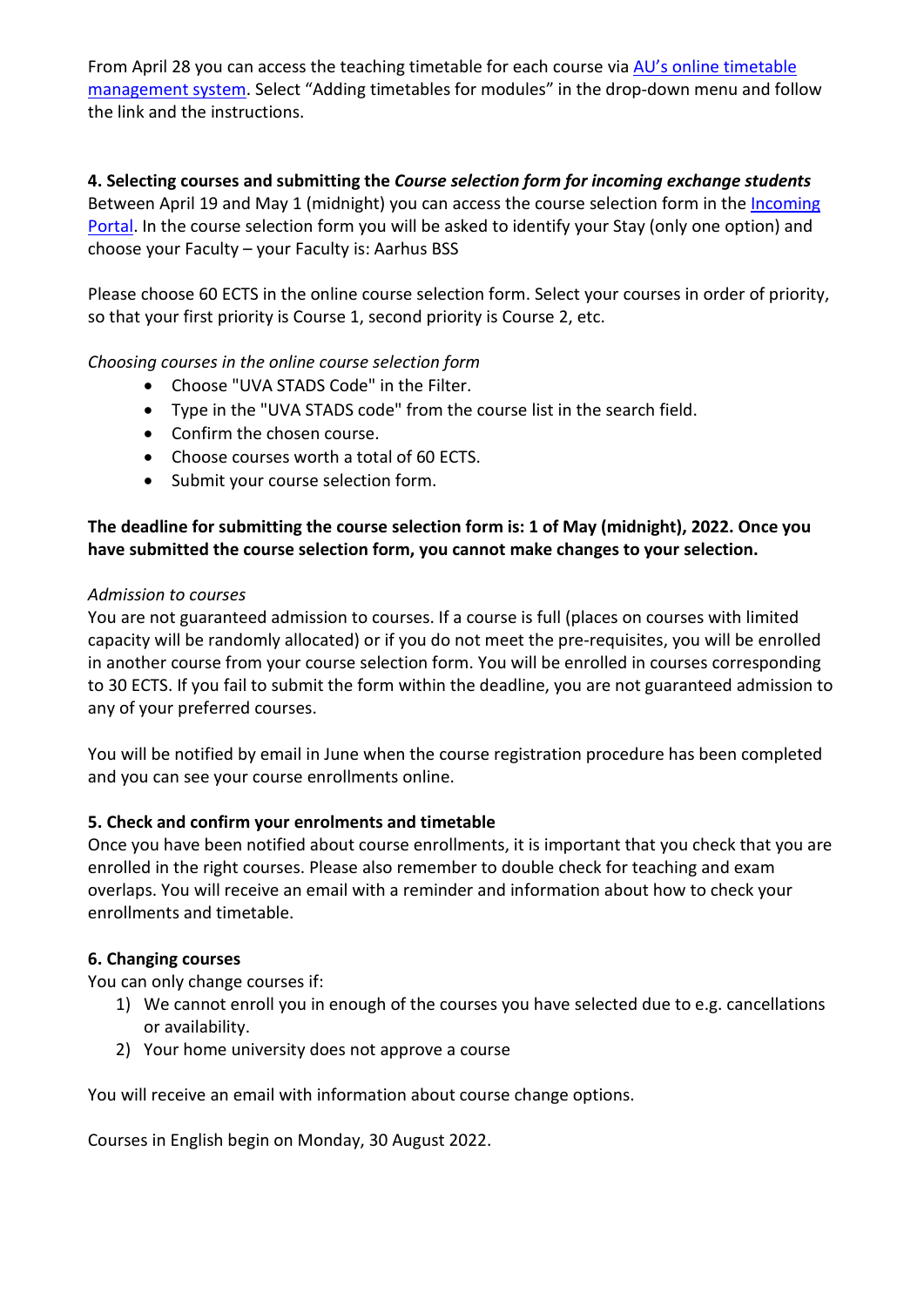From April 28 you can access the teaching timetable for each course via [AU's online timetable management system](). Select "Adding timetables for modules" in the drop-down menu and follow the link and the instructions.

**4. Selecting courses and submitting the *Course selection form for incoming exchange students***

Between April 19 and May 1 (midnight) you can access the course selection form in the [Incoming Portal](). In the course selection form you will be asked to identify your Stay (only one option) and choose your Faculty – your Faculty is: Aarhus BSS

Please choose 60 ECTS in the online course selection form. Select your courses in order of priority, so that your first priority is Course 1, second priority is Course 2, etc.

*Choosing courses in the online course selection form*

- Choose "UVA STADS Code" in the Filter.
- Type in the "UVA STADS code" from the course list in the search field.
- Confirm the chosen course.
- Choose courses worth a total of 60 ECTS.
- Submit your course selection form.

**The deadline for submitting the course selection form is: 1 of May (midnight), 2022. Once you have submitted the course selection form, you cannot make changes to your selection.**

*Admission to courses*

You are not guaranteed admission to courses. If a course is full (places on courses with limited capacity will be randomly allocated) or if you do not meet the pre-requisites, you will be enrolled in another course from your course selection form. You will be enrolled in courses corresponding to 30 ECTS. If you fail to submit the form within the deadline, you are not guaranteed admission to any of your preferred courses.

You will be notified by email in June when the course registration procedure has been completed and you can see your course enrollments online.

**5. Check and confirm your enrolments and timetable**

Once you have been notified about course enrollments, it is important that you check that you are enrolled in the right courses. Please also remember to double check for teaching and exam overlaps. You will receive an email with a reminder and information about how to check your enrollments and timetable.

**6. Changing courses**

You can only change courses if:

1) We cannot enroll you in enough of the courses you have selected due to e.g. cancellations or availability.
2) Your home university does not approve a course

You will receive an email with information about course change options.

Courses in English begin on Monday, 30 August 2022.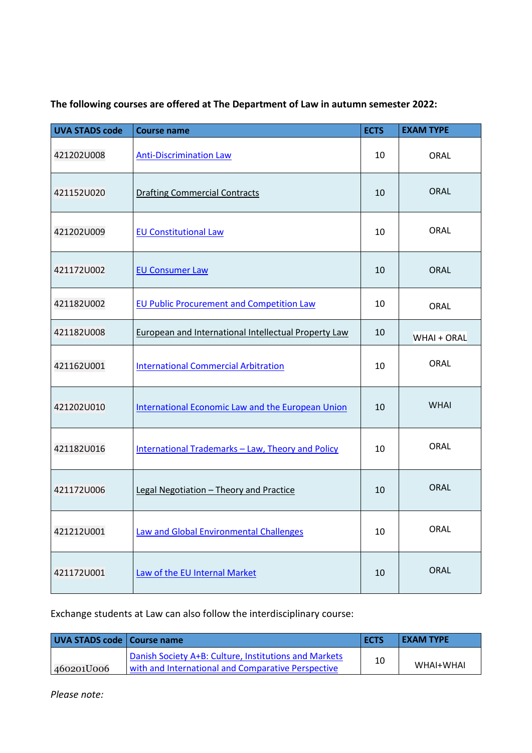**The following courses are offered at The Department of Law in autumn semester 2022:**

| UVA STADS code | Course name | ECTS | EXAM TYPE |
|---|---|---|---|
| 421202U008 | Anti-Discrimination Law | 10 | ORAL |
| 421152U020 | Drafting Commercial Contracts | 10 | ORAL |
| 421202U009 | EU Constitutional Law | 10 | ORAL |
| 421172U002 | EU Consumer Law | 10 | ORAL |
| 421182U002 | EU Public Procurement and Competition Law | 10 | ORAL |
| 421182U008 | European and International Intellectual Property Law | 10 | WHAI + ORAL |
| 421162U001 | International Commercial Arbitration | 10 | ORAL |
| 421202U010 | International Economic Law and the European Union | 10 | WHAI |
| 421182U016 | International Trademarks – Law, Theory and Policy | 10 | ORAL |
| 421172U006 | Legal Negotiation – Theory and Practice | 10 | ORAL |
| 421212U001 | Law and Global Environmental Challenges | 10 | ORAL |
| 421172U001 | Law of the EU Internal Market | 10 | ORAL |

Exchange students at Law can also follow the interdisciplinary course:

| UVA STADS code | Course name | ECTS | EXAM TYPE |
|---|---|---|---|
| 460201U006 | Danish Society A+B: Culture, Institutions and Markets with and International and Comparative Perspective | 10 | WHAI+WHAI |

*Please note:*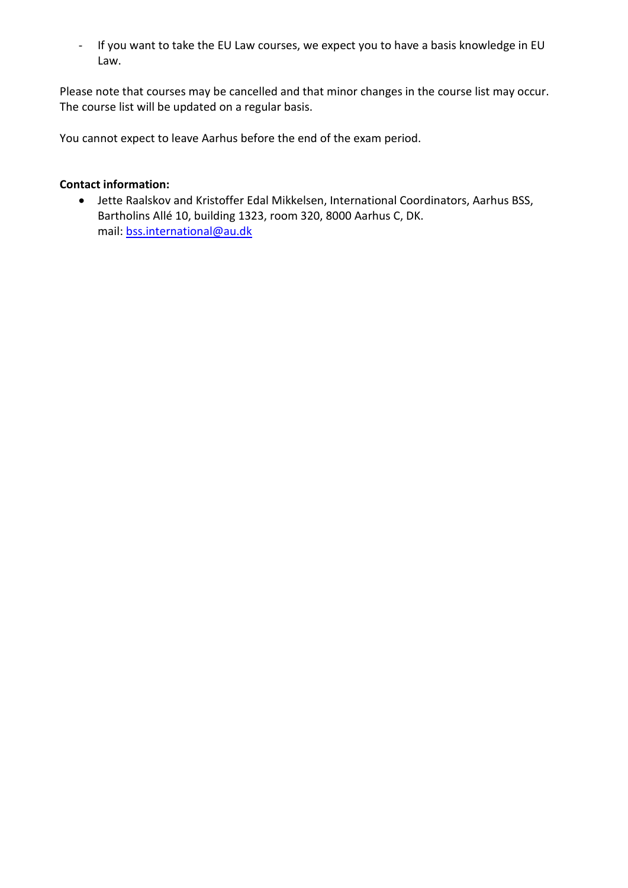- If you want to take the EU Law courses, we expect you to have a basis knowledge in EU Law.

Please note that courses may be cancelled and that minor changes in the course list may occur. The course list will be updated on a regular basis.

You cannot expect to leave Aarhus before the end of the exam period.

**Contact information:**

- Jette Raalskov and Kristoffer Edal Mikkelsen, International Coordinators, Aarhus BSS, Bartholins Allé 10, building 1323, room 320, 8000 Aarhus C, DK.
  mail: bss.international@au.dk